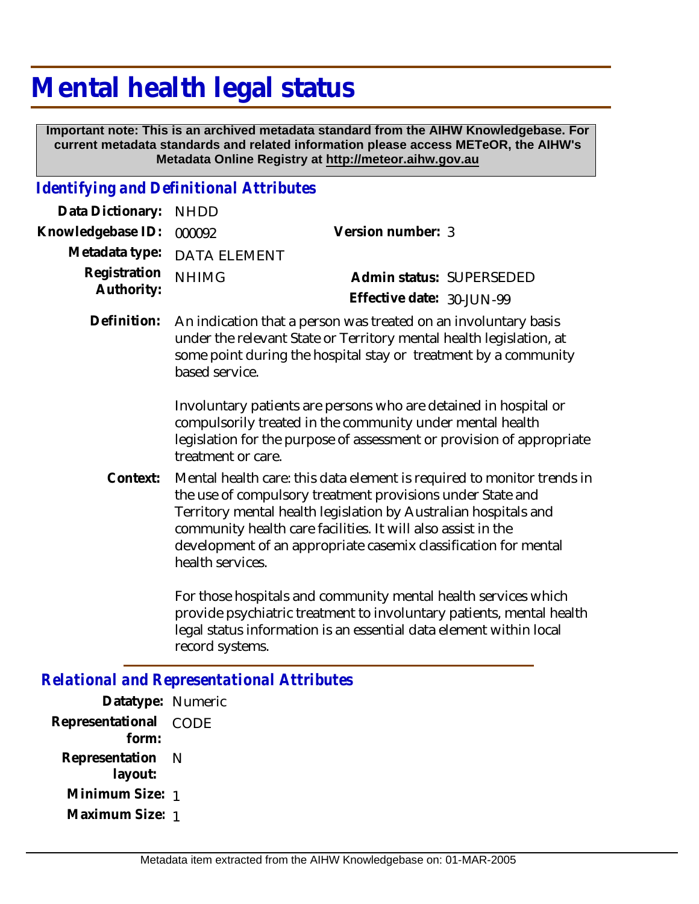# Mental health legal status

**Important note: This is an archived metadata standard from the AIHW Knowledgebase. For current metadata standards and related information please access METeOR, the AIHW's Metadata Online Registry at http://meteor.aihw.gov.au**

## *Identifying and Definitional Attributes*

**Data Dictionary:** NHDD

**Knowledgebase ID:** 000092

**Version number:** 3

**Metadata type:** DATA ELEMENT

**Registration Authority:** NHIMG

**Admin status:** SUPERSEDED

**Effective date:** 30-JUN-99

**Definition:** An indication that a person was treated on an involuntary basis under the relevant State or Territory mental health legislation, at some point during the hospital stay or treatment by a community based service.

Involuntary patients are persons who are detained in hospital or compulsorily treated in the community under mental health legislation for the purpose of assessment or provision of appropriate treatment or care.

**Context:** Mental health care: this data element is required to monitor trends in the use of compulsory treatment provisions under State and Territory mental health legislation by Australian hospitals and community health care facilities. It will also assist in the development of an appropriate casemix classification for mental health services.

For those hospitals and community mental health services which provide psychiatric treatment to involuntary patients, mental health legal status information is an essential data element within local record systems.

## *Relational and Representational Attributes*

**Datatype:** Numeric

**Representational form:** CODE

**Representation layout:** N

**Minimum Size:** 1

**Maximum Size:** 1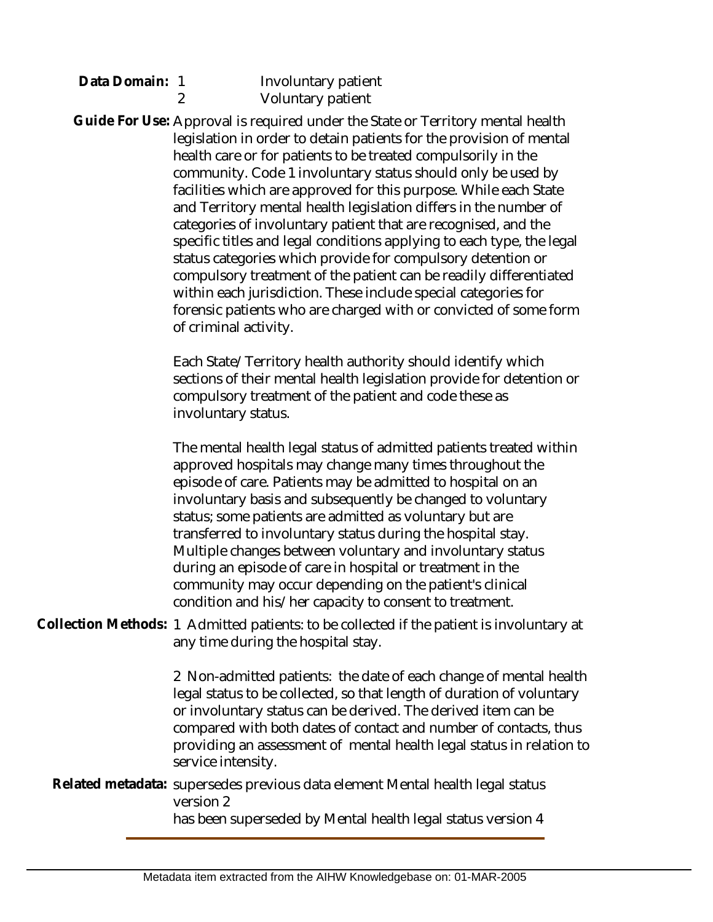**Data Domain:** 1 Involuntary patient
2 Voluntary patient

**Guide For Use:** Approval is required under the State or Territory mental health legislation in order to detain patients for the provision of mental health care or for patients to be treated compulsorily in the community. Code 1 involuntary status should only be used by facilities which are approved for this purpose. While each State and Territory mental health legislation differs in the number of categories of involuntary patient that are recognised, and the specific titles and legal conditions applying to each type, the legal status categories which provide for compulsory detention or compulsory treatment of the patient can be readily differentiated within each jurisdiction. These include special categories for forensic patients who are charged with or convicted of some form of criminal activity.

Each State/Territory health authority should identify which sections of their mental health legislation provide for detention or compulsory treatment of the patient and code these as involuntary status.

The mental health legal status of admitted patients treated within approved hospitals may change many times throughout the episode of care. Patients may be admitted to hospital on an involuntary basis and subsequently be changed to voluntary status; some patients are admitted as voluntary but are transferred to involuntary status during the hospital stay. Multiple changes between voluntary and involuntary status during an episode of care in hospital or treatment in the community may occur depending on the patient's clinical condition and his/her capacity to consent to treatment.

**Collection Methods:** 1 Admitted patients: to be collected if the patient is involuntary at any time during the hospital stay.

2 Non-admitted patients: the date of each change of mental health legal status to be collected, so that length of duration of voluntary or involuntary status can be derived. The derived item can be compared with both dates of contact and number of contacts, thus providing an assessment of mental health legal status in relation to service intensity.

**Related metadata:** supersedes previous data element Mental health legal status version 2
has been superseded by Mental health legal status version 4

Metadata item extracted from the AIHW Knowledgebase on: 01-MAR-2005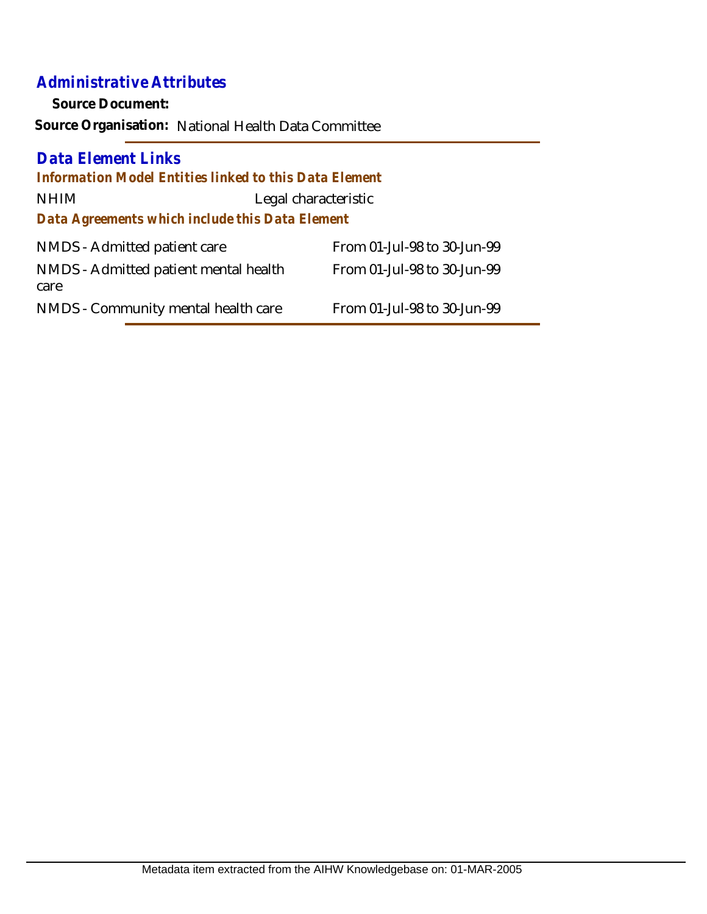## Administrative Attributes

**Source Document:**

**Source Organisation:** National Health Data Committee

## Data Element Links

### *Information Model Entities linked to this Data Element*

| | |
|---|---|
| NHIM | Legal characteristic |

### *Data Agreements which include this Data Element*

| | |
|---|---|
| NMDS - Admitted patient care | From 01-Jul-98 to 30-Jun-99 |
| NMDS - Admitted patient mental health care | From 01-Jul-98 to 30-Jun-99 |
| NMDS - Community mental health care | From 01-Jul-98 to 30-Jun-99 |